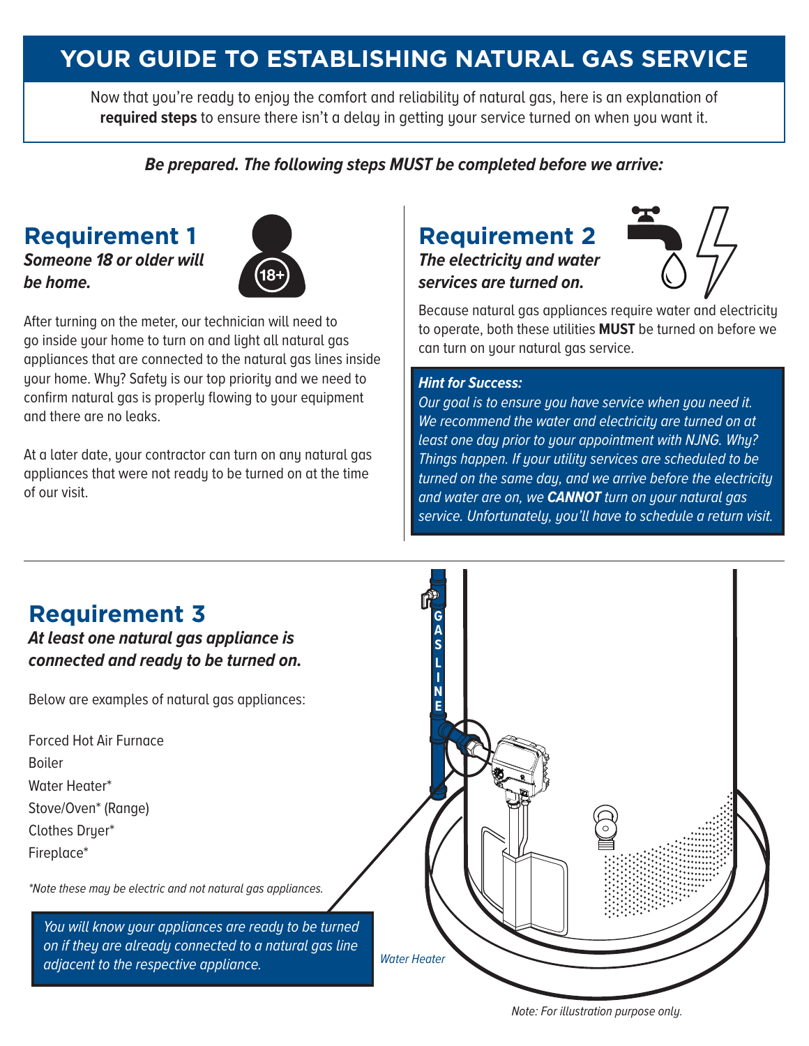# YOUR GUIDE TO ESTABLISHING NATURAL GAS SERVICE

Now that you're ready to enjoy the comfort and reliability of natural gas, here is an explanation of **required steps** to ensure there isn't a delay in getting your service turned on when you want it.

***Be prepared. The following steps MUST be completed before we arrive:***

## Requirement 1

***Someone 18 or older will be home.***

After turning on the meter, our technician will need to go inside your home to turn on and light all natural gas appliances that are connected to the natural gas lines inside your home. Why? Safety is our top priority and we need to confirm natural gas is properly flowing to your equipment and there are no leaks.

At a later date, your contractor can turn on any natural gas appliances that were not ready to be turned on at the time of our visit.

## Requirement 2

***The electricity and water services are turned on.***

Because natural gas appliances require water and electricity to operate, both these utilities **MUST** be turned on before we can turn on your natural gas service.

***Hint for Success:***

*Our goal is to ensure you have service when you need it. We recommend the water and electricity are turned on at least one day prior to your appointment with NJNG. Why? Things happen. If your utility services are scheduled to be turned on the same day, and we arrive before the electricity and water are on, we **CANNOT** turn on your natural gas service. Unfortunately, you'll have to schedule a return visit.*

## Requirement 3

***At least one natural gas appliance is connected and ready to be turned on.***

Below are examples of natural gas appliances:

Forced Hot Air Furnace
Boiler
Water Heater*
Stove/Oven* (Range)
Clothes Dryer*
Fireplace*

*\*Note these may be electric and not natural gas appliances.*

*You will know your appliances are ready to be turned on if they are already connected to a natural gas line adjacent to the respective appliance.*

GAS LINE

*Water Heater*

*Note: For illustration purpose only.*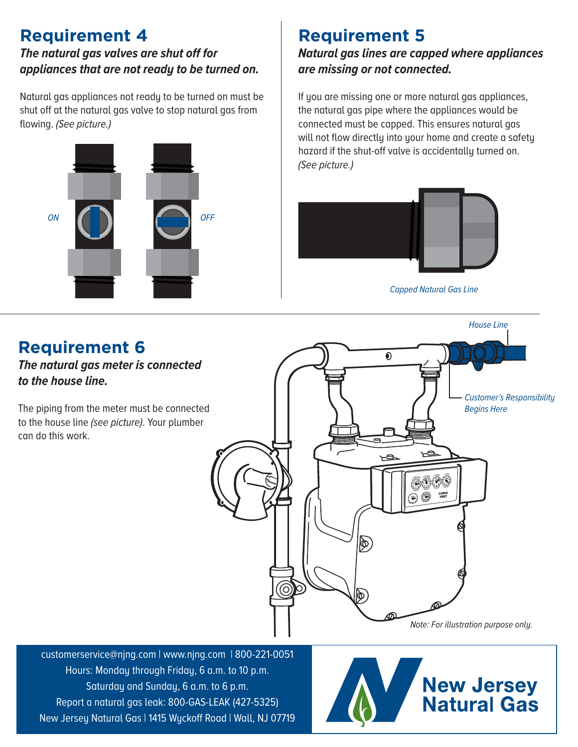## Requirement 4

***The natural gas valves are shut off for appliances that are not ready to be turned on.***

Natural gas appliances not ready to be turned on must be shut off at the natural gas valve to stop natural gas from flowing. *(See picture.)*

*ON*

*OFF*

## Requirement 5

***Natural gas lines are capped where appliances are missing or not connected.***

If you are missing one or more natural gas appliances, the natural gas pipe where the appliances would be connected must be capped. This ensures natural gas will not flow directly into your home and create a safety hazard if the shut-off valve is accidentally turned on. *(See picture.)*

*Capped Natural Gas Line*

## Requirement 6

***The natural gas meter is connected to the house line.***

The piping from the meter must be connected to the house line *(see picture)*. Your plumber can do this work.

*House Line*

*Customer's Responsibility Begins Here*

CUBIC FEET

*Note: For illustration purpose only.*

customerservice@njng.com | www.njng.com | 800-221-0051
Hours: Monday through Friday, 6 a.m. to 10 p.m.
Saturday and Sunday, 6 a.m. to 6 p.m.
Report a natural gas leak: 800-GAS-LEAK (427-5325)
New Jersey Natural Gas | 1415 Wyckoff Road | Wall, NJ 07719

New Jersey Natural Gas